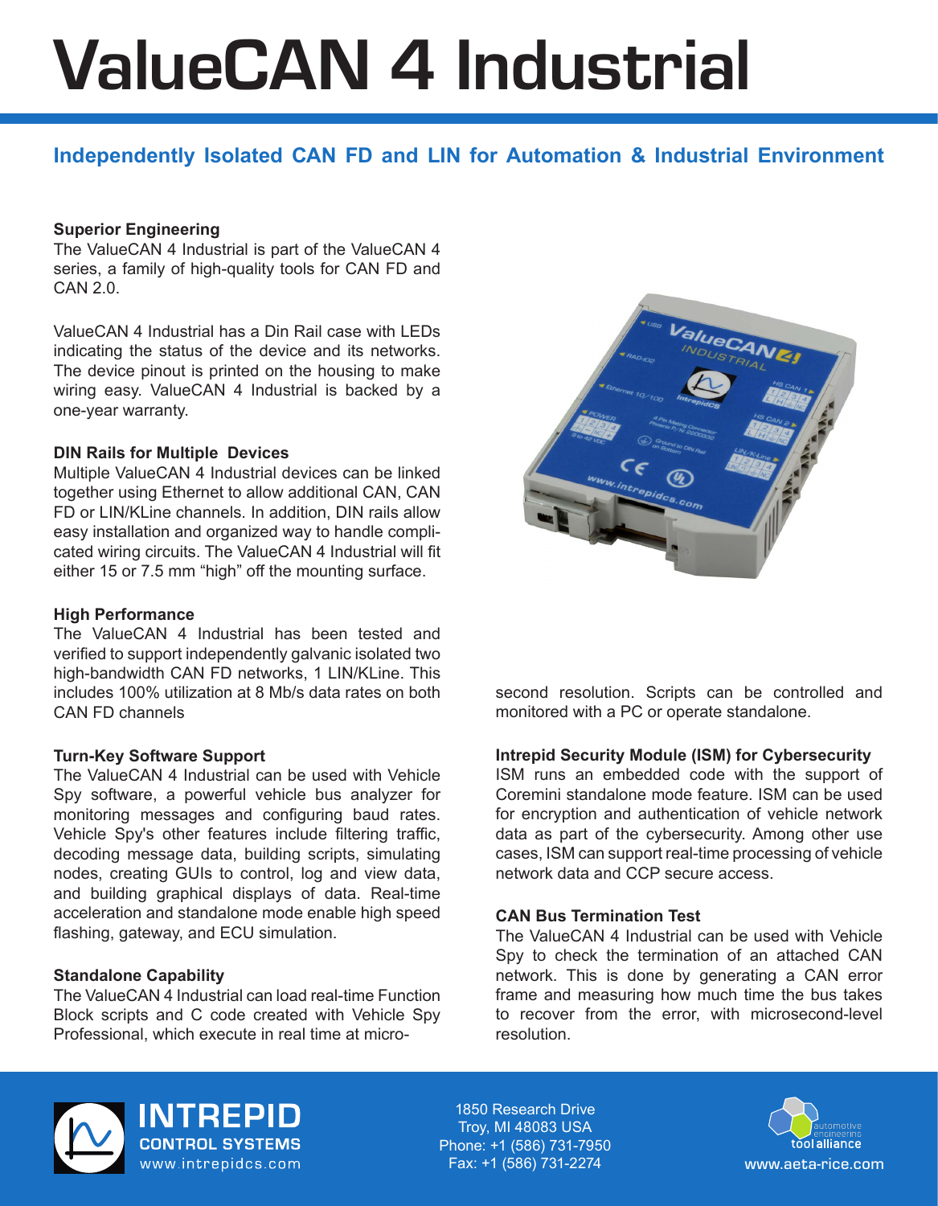# ValueCAN 4 Industrial

## Independently Isolated CAN FD and LIN for Automation & Industrial Environment

### Superior Engineering

The ValueCAN 4 Industrial is part of the ValueCAN 4 series, a family of high-quality tools for CAN FD and CAN 2.0.

ValueCAN 4 Industrial has a Din Rail case with LEDs indicating the status of the device and its networks. The device pinout is printed on the housing to make wiring easy. ValueCAN 4 Industrial is backed by a one-year warranty.

### DIN Rails for Multiple Devices

Multiple ValueCAN 4 Industrial devices can be linked together using Ethernet to allow additional CAN, CAN FD or LIN/KLine channels. In addition, DIN rails allow easy installation and organized way to handle complicated wiring circuits. The ValueCAN 4 Industrial will fit either 15 or 7.5 mm "high" off the mounting surface.

### High Performance

The ValueCAN 4 Industrial has been tested and verified to support independently galvanic isolated two high-bandwidth CAN FD networks, 1 LIN/KLine. This includes 100% utilization at 8 Mb/s data rates on both CAN FD channels

### Turn-Key Software Support

The ValueCAN 4 Industrial can be used with Vehicle Spy software, a powerful vehicle bus analyzer for monitoring messages and configuring baud rates. Vehicle Spy's other features include filtering traffic, decoding message data, building scripts, simulating nodes, creating GUIs to control, log and view data, and building graphical displays of data. Real-time acceleration and standalone mode enable high speed flashing, gateway, and ECU simulation.

### Standalone Capability

The ValueCAN 4 Industrial can load real-time Function Block scripts and C code created with Vehicle Spy Professional, which execute in real time at micro-second resolution. Scripts can be controlled and monitored with a PC or operate standalone.

### Intrepid Security Module (ISM) for Cybersecurity

ISM runs an embedded code with the support of Coremini standalone mode feature. ISM can be used for encryption and authentication of vehicle network data as part of the cybersecurity. Among other use cases, ISM can support real-time processing of vehicle network data and CCP secure access.

### CAN Bus Termination Test

The ValueCAN 4 Industrial can be used with Vehicle Spy to check the termination of an attached CAN network. This is done by generating a CAN error frame and measuring how much time the bus takes to recover from the error, with microsecond-level resolution.

INTREPID CONTROL SYSTEMS
www.intrepidcs.com

1850 Research Drive
Troy, MI 48083 USA
Phone: +1 (586) 731-7950
Fax: +1 (586) 731-2274

automotive engineering tool alliance
www.aeta-rice.com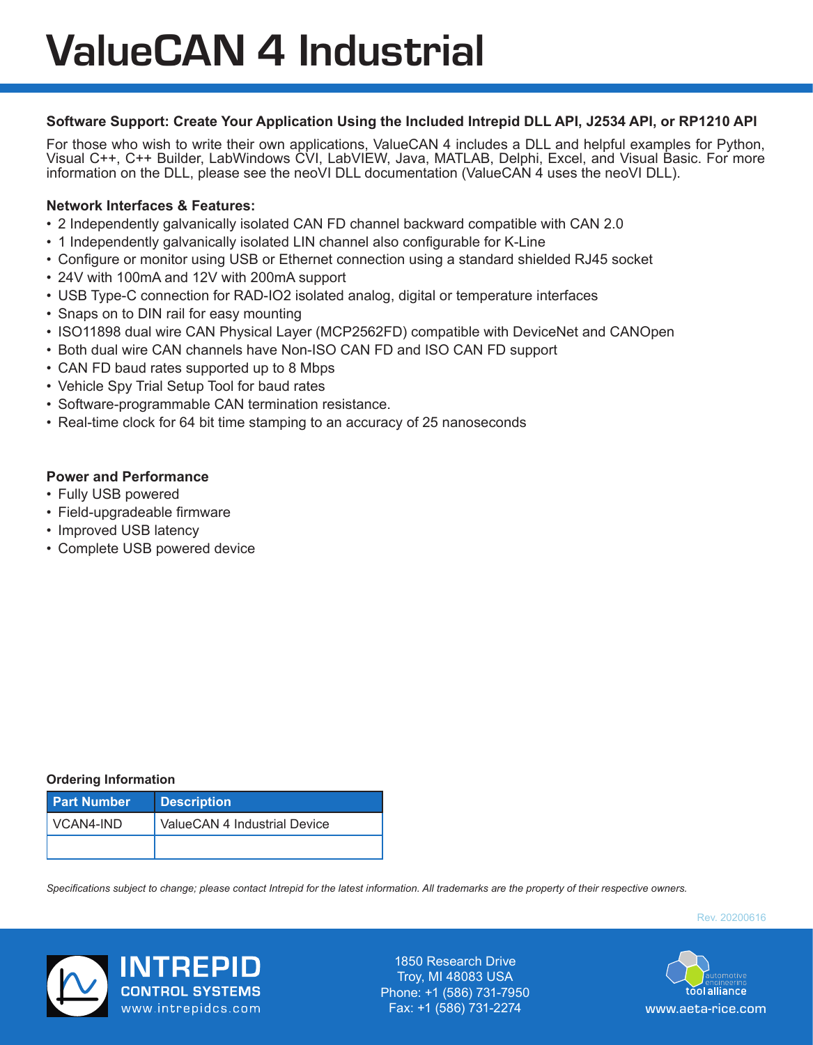// ValueCAN 4 Industrial

**Software Support: Create Your Application Using the Included Intrepid DLL API, J2534 API, or RP1210 API**

For those who wish to write their own applications, ValueCAN 4 includes a DLL and helpful examples for Python, Visual C++, C++ Builder, LabWindows CVI, LabVIEW, Java, MATLAB, Delphi, Excel, and Visual Basic. For more information on the DLL, please see the neoVI DLL documentation (ValueCAN 4 uses the neoVI DLL).

**Network Interfaces & Features:**

- 2 Independently galvanically isolated CAN FD channel backward compatible with CAN 2.0
- 1 Independently galvanically isolated LIN channel also configurable for K-Line
- Configure or monitor using USB or Ethernet connection using a standard shielded RJ45 socket
- 24V with 100mA and 12V with 200mA support
- USB Type-C connection for RAD-IO2 isolated analog, digital or temperature interfaces
- Snaps on to DIN rail for easy mounting
- ISO11898 dual wire CAN Physical Layer (MCP2562FD) compatible with DeviceNet and CANOpen
- Both dual wire CAN channels have Non-ISO CAN FD and ISO CAN FD support
- CAN FD baud rates supported up to 8 Mbps
- Vehicle Spy Trial Setup Tool for baud rates
- Software-programmable CAN termination resistance.
- Real-time clock for 64 bit time stamping to an accuracy of 25 nanoseconds

**Power and Performance**

- Fully USB powered
- Field-upgradeable firmware
- Improved USB latency
- Complete USB powered device

**Ordering Information**

| Part Number | Description |
|---|---|
| VCAN4-IND | ValueCAN 4 Industrial Device |
| | |

*Specifications subject to change; please contact Intrepid for the latest information. All trademarks are the property of their respective owners.*

Rev. 20200616

INTREPID CONTROL SYSTEMS
www.intrepidcs.com

1850 Research Drive
Troy, MI 48083 USA
Phone: +1 (586) 731-7950
Fax: +1 (586) 731-2274

automotive engineering tool alliance
www.aeta-rice.com